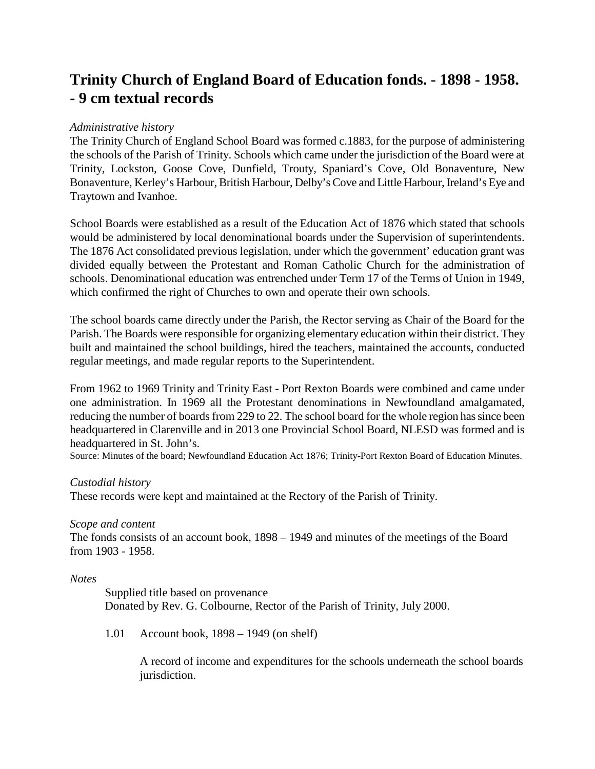# Trinity Church of England Board of Education fonds. - 1898 - 1958. - 9 cm textual records

*Administrative history*

The Trinity Church of England School Board was formed c.1883, for the purpose of administering the schools of the Parish of Trinity. Schools which came under the jurisdiction of the Board were at Trinity, Lockston, Goose Cove, Dunfield, Trouty, Spaniard's Cove, Old Bonaventure, New Bonaventure, Kerley's Harbour, British Harbour, Delby's Cove and Little Harbour, Ireland's Eye and Traytown and Ivanhoe.

School Boards were established as a result of the Education Act of 1876 which stated that schools would be administered by local denominational boards under the Supervision of superintendents. The 1876 Act consolidated previous legislation, under which the government' education grant was divided equally between the Protestant and Roman Catholic Church for the administration of schools. Denominational education was entrenched under Term 17 of the Terms of Union in 1949, which confirmed the right of Churches to own and operate their own schools.

The school boards came directly under the Parish, the Rector serving as Chair of the Board for the Parish. The Boards were responsible for organizing elementary education within their district. They built and maintained the school buildings, hired the teachers, maintained the accounts, conducted regular meetings, and made regular reports to the Superintendent.

From 1962 to 1969 Trinity and Trinity East - Port Rexton Boards were combined and came under one administration. In 1969 all the Protestant denominations in Newfoundland amalgamated, reducing the number of boards from 229 to 22. The school board for the whole region has since been headquartered in Clarenville and in 2013 one Provincial School Board, NLESD was formed and is headquartered in St. John's.

Source: Minutes of the board; Newfoundland Education Act 1876; Trinity-Port Rexton Board of Education Minutes.

*Custodial history*

These records were kept and maintained at the Rectory of the Parish of Trinity.

*Scope and content*

The fonds consists of an account book, 1898 – 1949 and minutes of the meetings of the Board from 1903 - 1958.

*Notes*

Supplied title based on provenance
Donated by Rev. G. Colbourne, Rector of the Parish of Trinity, July 2000.

1.01 Account book, 1898 – 1949 (on shelf)

A record of income and expenditures for the schools underneath the school boards jurisdiction.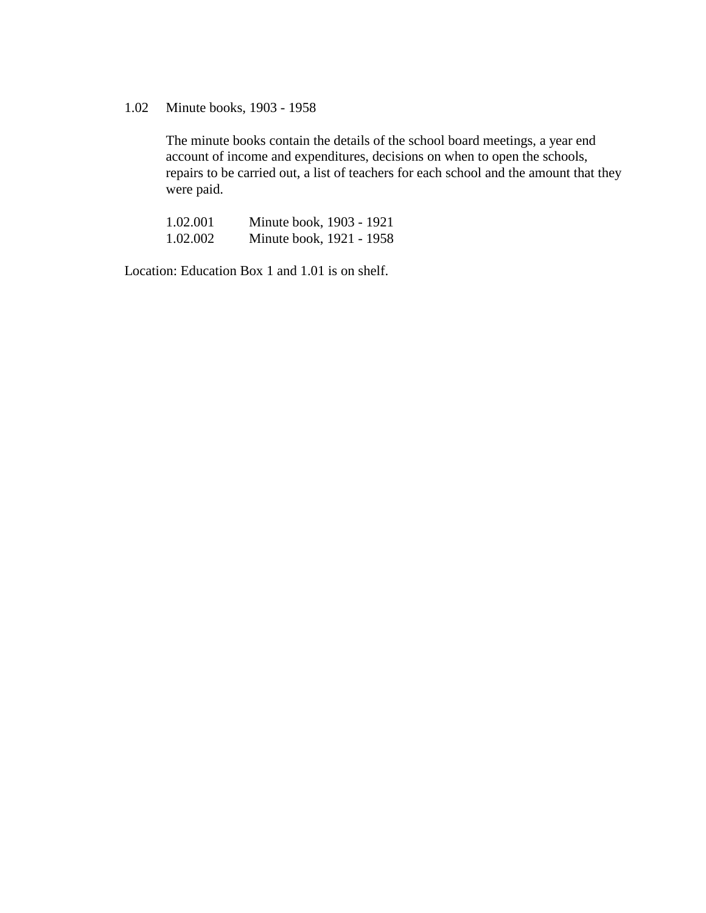1.02 Minute books, 1903 - 1958

The minute books contain the details of the school board meetings, a year end account of income and expenditures, decisions on when to open the schools, repairs to be carried out, a list of teachers for each school and the amount that they were paid.

1.02.001 Minute book, 1903 - 1921
1.02.002 Minute book, 1921 - 1958

Location: Education Box 1 and 1.01 is on shelf.